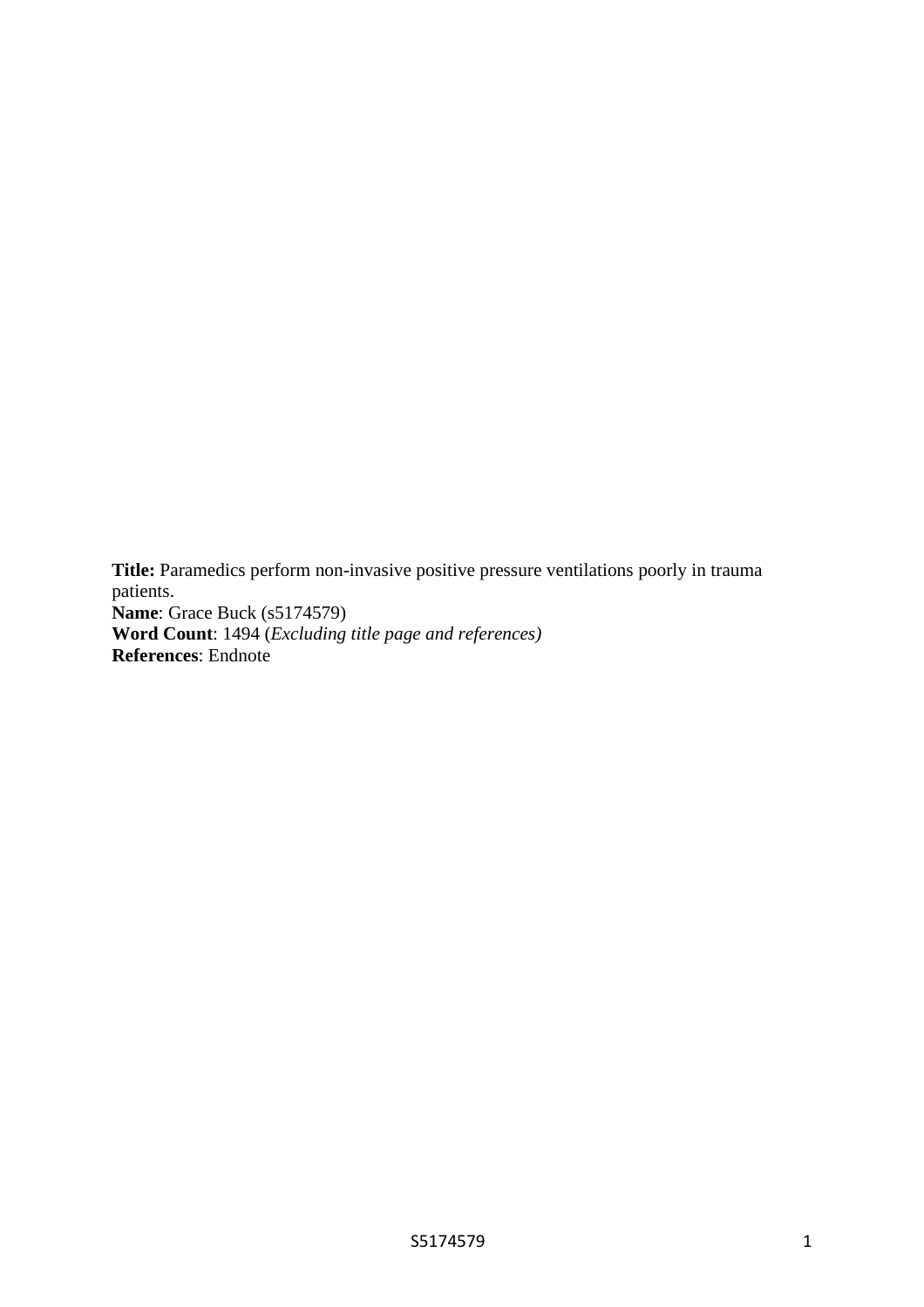**Title:** Paramedics perform non-invasive positive pressure ventilations poorly in trauma patients.
**Name**: Grace Buck (s5174579)
**Word Count**: 1494 (*Excluding title page and references)*
**References**: Endnote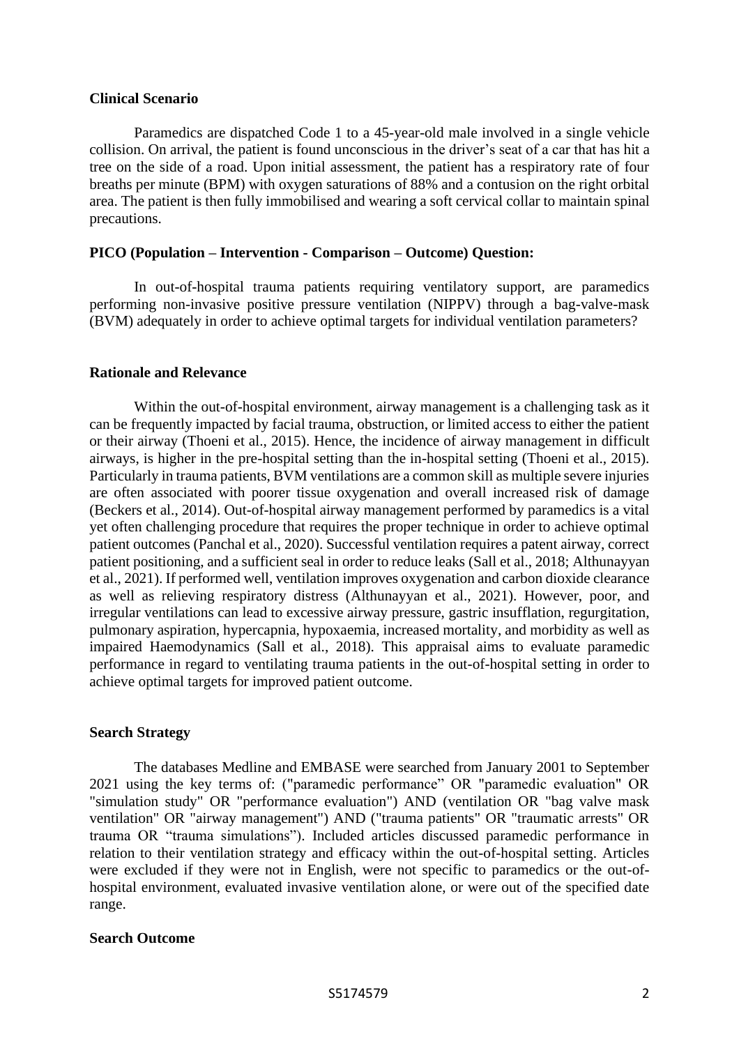**Clinical Scenario**

Paramedics are dispatched Code 1 to a 45-year-old male involved in a single vehicle collision. On arrival, the patient is found unconscious in the driver's seat of a car that has hit a tree on the side of a road. Upon initial assessment, the patient has a respiratory rate of four breaths per minute (BPM) with oxygen saturations of 88% and a contusion on the right orbital area. The patient is then fully immobilised and wearing a soft cervical collar to maintain spinal precautions.

**PICO (Population – Intervention - Comparison – Outcome) Question:**

In out-of-hospital trauma patients requiring ventilatory support, are paramedics performing non-invasive positive pressure ventilation (NIPPV) through a bag-valve-mask (BVM) adequately in order to achieve optimal targets for individual ventilation parameters?

**Rationale and Relevance**

Within the out-of-hospital environment, airway management is a challenging task as it can be frequently impacted by facial trauma, obstruction, or limited access to either the patient or their airway (Thoeni et al., 2015). Hence, the incidence of airway management in difficult airways, is higher in the pre-hospital setting than the in-hospital setting (Thoeni et al., 2015). Particularly in trauma patients, BVM ventilations are a common skill as multiple severe injuries are often associated with poorer tissue oxygenation and overall increased risk of damage (Beckers et al., 2014). Out-of-hospital airway management performed by paramedics is a vital yet often challenging procedure that requires the proper technique in order to achieve optimal patient outcomes (Panchal et al., 2020). Successful ventilation requires a patent airway, correct patient positioning, and a sufficient seal in order to reduce leaks (Sall et al., 2018; Althunayyan et al., 2021). If performed well, ventilation improves oxygenation and carbon dioxide clearance as well as relieving respiratory distress (Althunayyan et al., 2021). However, poor, and irregular ventilations can lead to excessive airway pressure, gastric insufflation, regurgitation, pulmonary aspiration, hypercapnia, hypoxaemia, increased mortality, and morbidity as well as impaired Haemodynamics (Sall et al., 2018). This appraisal aims to evaluate paramedic performance in regard to ventilating trauma patients in the out-of-hospital setting in order to achieve optimal targets for improved patient outcome.

**Search Strategy**

The databases Medline and EMBASE were searched from January 2001 to September 2021 using the key terms of: ("paramedic performance" OR "paramedic evaluation" OR "simulation study" OR "performance evaluation") AND (ventilation OR "bag valve mask ventilation" OR "airway management") AND ("trauma patients" OR "traumatic arrests" OR trauma OR "trauma simulations"). Included articles discussed paramedic performance in relation to their ventilation strategy and efficacy within the out-of-hospital setting. Articles were excluded if they were not in English, were not specific to paramedics or the out-of-hospital environment, evaluated invasive ventilation alone, or were out of the specified date range.

**Search Outcome**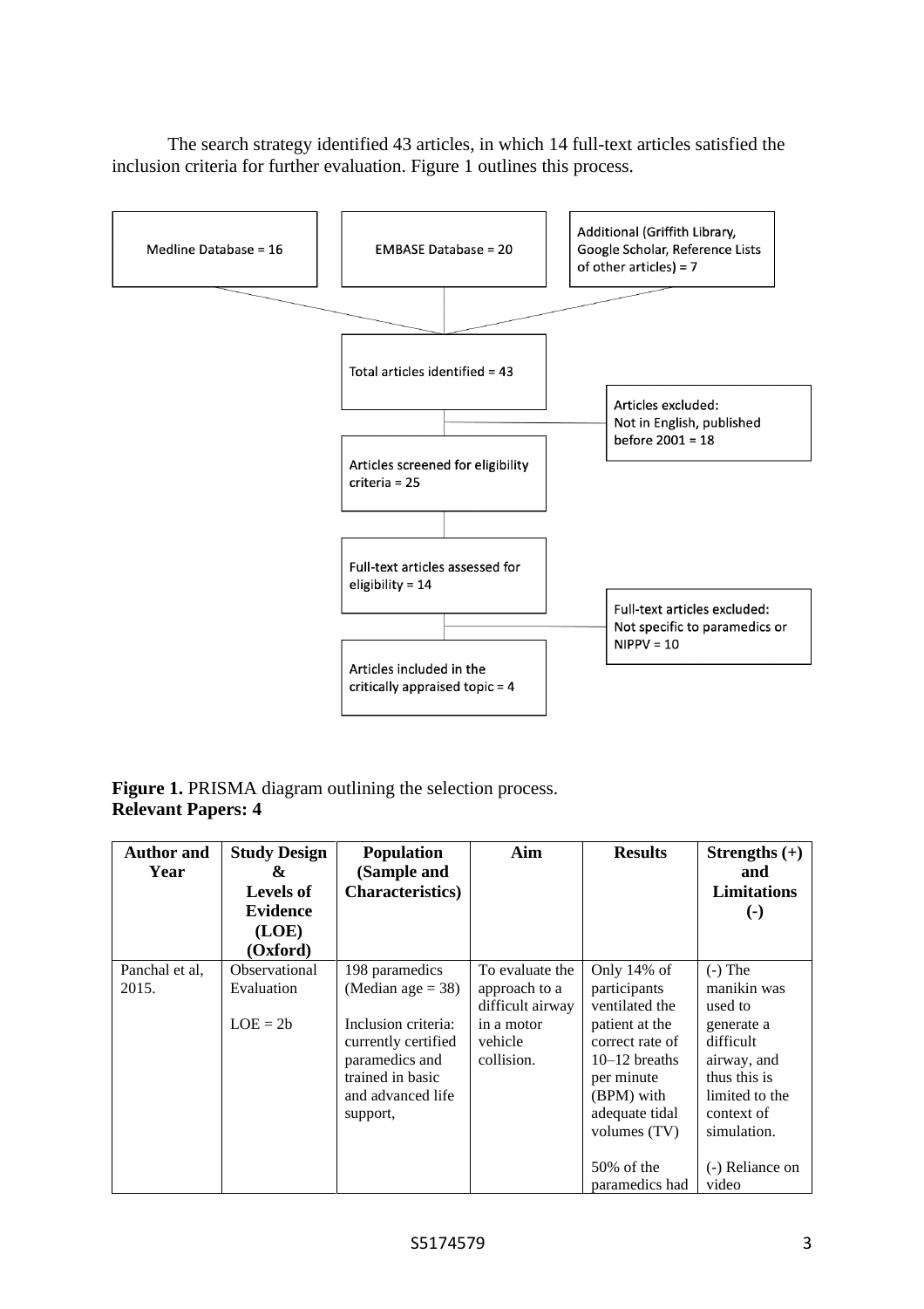The search strategy identified 43 articles, in which 14 full-text articles satisfied the inclusion criteria for further evaluation. Figure 1 outlines this process.

Medline Database = 16

EMBASE Database = 20

Additional (Griffith Library, Google Scholar, Reference Lists of other articles) = 7

Total articles identified = 43

Articles excluded: Not in English, published before 2001 = 18

Articles screened for eligibility criteria = 25

Full-text articles assessed for eligibility = 14

Full-text articles excluded: Not specific to paramedics or NIPPV = 10

Articles included in the critically appraised topic = 4

**Figure 1.** PRISMA diagram outlining the selection process.

**Relevant Papers: 4**

| Author and Year | Study Design & Levels of Evidence (LOE) (Oxford) | Population (Sample and Characteristics) | Aim | Results | Strengths (+) and Limitations (-) |
|---|---|---|---|---|---|
| Panchal et al, 2015. | Observational Evaluation<br><br>LOE = 2b | 198 paramedics (Median age = 38)<br><br>Inclusion criteria: currently certified paramedics and trained in basic and advanced life support, | To evaluate the approach to a difficult airway in a motor vehicle collision. | Only 14% of participants ventilated the patient at the correct rate of 10–12 breaths per minute (BPM) with adequate tidal volumes (TV)<br><br>50% of the paramedics had | (-) The manikin was used to generate a difficult airway, and thus this is limited to the context of simulation.<br><br>(-) Reliance on video |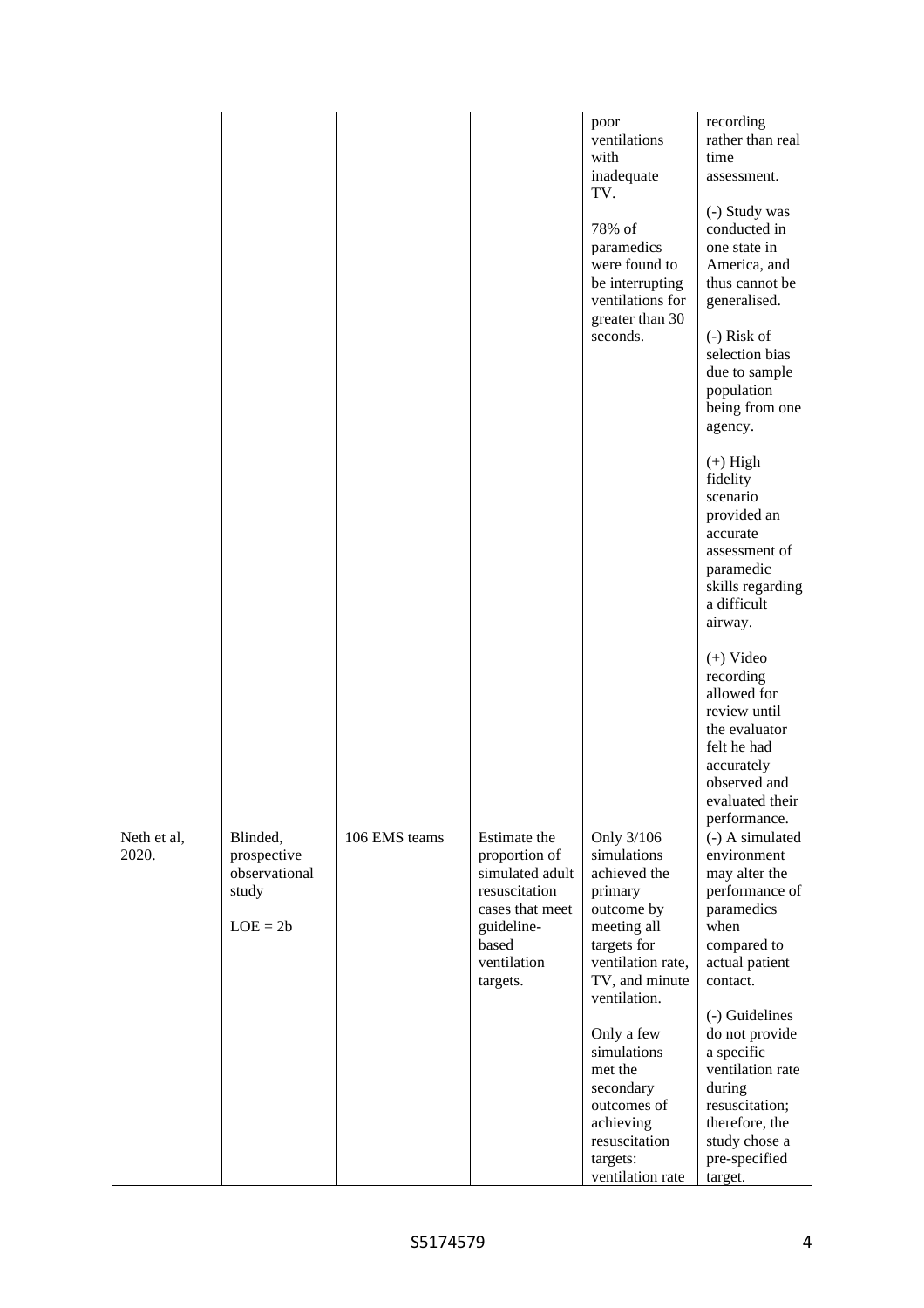| | | | | poor ventilations with inadequate TV.<br><br>78% of paramedics were found to be interrupting ventilations for greater than 30 seconds. | recording rather than real time assessment.<br><br>(-) Study was conducted in one state in America, and thus cannot be generalised.<br><br>(-) Risk of selection bias due to sample population being from one agency.<br><br>(+) High fidelity scenario provided an accurate assessment of paramedic skills regarding a difficult airway.<br><br>(+) Video recording allowed for review until the evaluator felt he had accurately observed and evaluated their performance. |
|---|---|---|---|---|---|
| Neth et al, 2020. | Blinded, prospective observational study<br><br>LOE = 2b | 106 EMS teams | Estimate the proportion of simulated adult resuscitation cases that meet guideline-based ventilation targets. | Only 3/106 simulations achieved the primary outcome by meeting all targets for ventilation rate, TV, and minute ventilation.<br><br>Only a few simulations met the secondary outcomes of achieving resuscitation targets: ventilation rate | (-) A simulated environment may alter the performance of paramedics when compared to actual patient contact.<br><br>(-) Guidelines do not provide a specific ventilation rate during resuscitation; therefore, the study chose a pre-specified target. |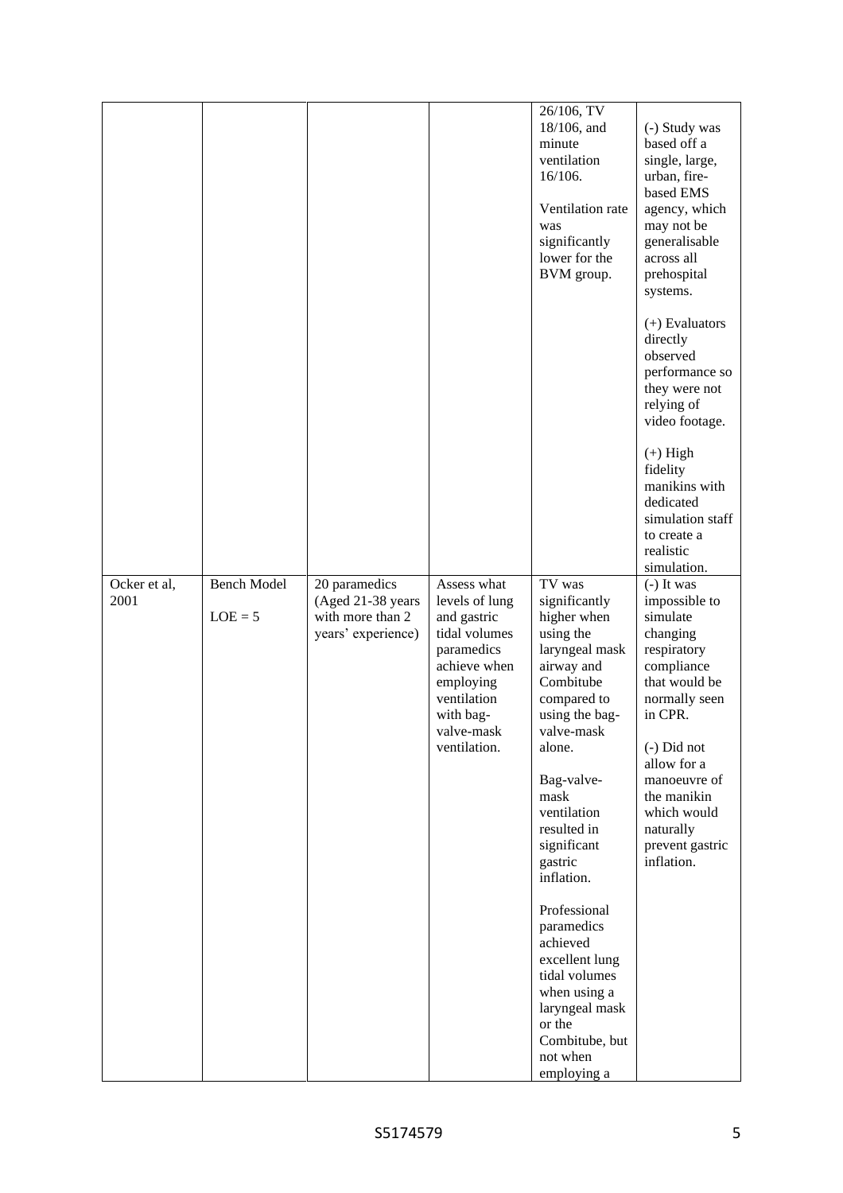| | | | | 26/106, TV 18/106, and minute ventilation 16/106.<br><br>Ventilation rate was significantly lower for the BVM group. | (-) Study was based off a single, large, urban, fire-based EMS agency, which may not be generalisable across all prehospital systems.<br><br>(+) Evaluators directly observed performance so they were not relying of video footage.<br><br>(+) High fidelity manikins with dedicated simulation staff to create a realistic simulation. |
|---|---|---|---|---|---|
| Ocker et al, 2001 | Bench Model<br><br>LOE = 5 | 20 paramedics (Aged 21-38 years with more than 2 years' experience) | Assess what levels of lung and gastric tidal volumes paramedics achieve when employing ventilation with bag-valve-mask ventilation. | TV was significantly higher when using the laryngeal mask airway and Combitube compared to using the bag-valve-mask alone.<br><br>Bag-valve-mask ventilation resulted in significant gastric inflation.<br><br>Professional paramedics achieved excellent lung tidal volumes when using a laryngeal mask or the Combitube, but not when employing a | (-) It was impossible to simulate changing respiratory compliance that would be normally seen in CPR.<br><br>(-) Did not allow for a manoeuvre of the manikin which would naturally prevent gastric inflation. |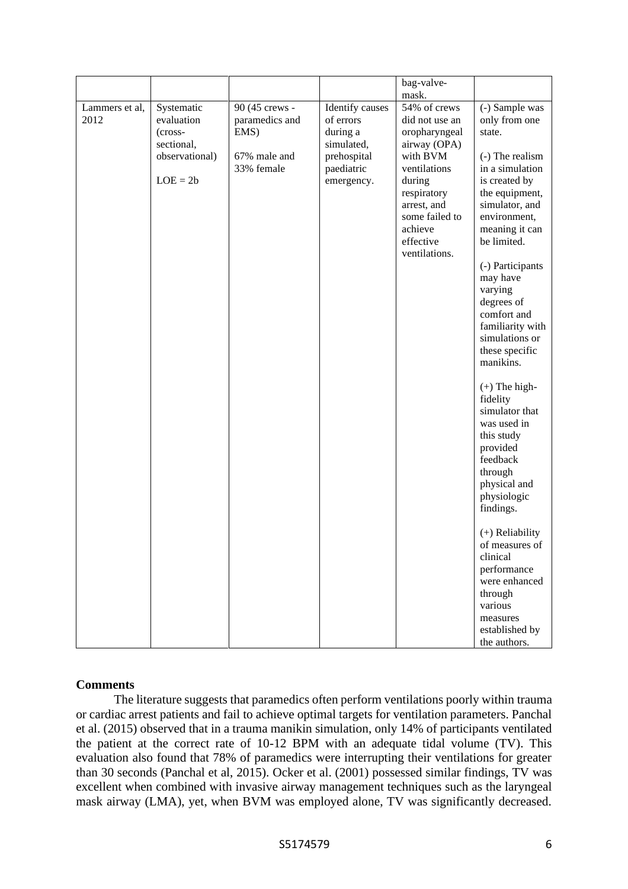| | | | | bag-valve-mask. | |
|---|---|---|---|---|---|
| Lammers et al, 2012 | Systematic evaluation (cross-sectional, observational) LOE = 2b | 90 (45 crews - paramedics and EMS) 67% male and 33% female | Identify causes of errors during a simulated, prehospital paediatric emergency. | 54% of crews did not use an oropharyngeal airway (OPA) with BVM ventilations during respiratory arrest, and some failed to achieve effective ventilations. | (-) Sample was only from one state. (-) The realism in a simulation is created by the equipment, simulator, and environment, meaning it can be limited. (-) Participants may have varying degrees of comfort and familiarity with simulations or these specific manikins. (+) The high-fidelity simulator that was used in this study provided feedback through physical and physiologic findings. (+) Reliability of measures of clinical performance were enhanced through various measures established by the authors. |

## Comments

The literature suggests that paramedics often perform ventilations poorly within trauma or cardiac arrest patients and fail to achieve optimal targets for ventilation parameters. Panchal et al. (2015) observed that in a trauma manikin simulation, only 14% of participants ventilated the patient at the correct rate of 10-12 BPM with an adequate tidal volume (TV). This evaluation also found that 78% of paramedics were interrupting their ventilations for greater than 30 seconds (Panchal et al, 2015). Ocker et al. (2001) possessed similar findings, TV was excellent when combined with invasive airway management techniques such as the laryngeal mask airway (LMA), yet, when BVM was employed alone, TV was significantly decreased.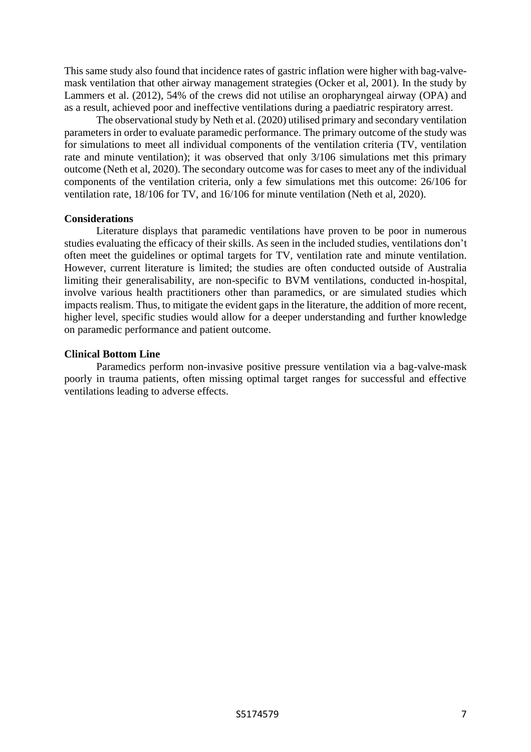This same study also found that incidence rates of gastric inflation were higher with bag-valve-mask ventilation that other airway management strategies (Ocker et al, 2001). In the study by Lammers et al. (2012), 54% of the crews did not utilise an oropharyngeal airway (OPA) and as a result, achieved poor and ineffective ventilations during a paediatric respiratory arrest.

The observational study by Neth et al. (2020) utilised primary and secondary ventilation parameters in order to evaluate paramedic performance. The primary outcome of the study was for simulations to meet all individual components of the ventilation criteria (TV, ventilation rate and minute ventilation); it was observed that only 3/106 simulations met this primary outcome (Neth et al, 2020). The secondary outcome was for cases to meet any of the individual components of the ventilation criteria, only a few simulations met this outcome: 26/106 for ventilation rate, 18/106 for TV, and 16/106 for minute ventilation (Neth et al, 2020).

**Considerations**

Literature displays that paramedic ventilations have proven to be poor in numerous studies evaluating the efficacy of their skills. As seen in the included studies, ventilations don't often meet the guidelines or optimal targets for TV, ventilation rate and minute ventilation. However, current literature is limited; the studies are often conducted outside of Australia limiting their generalisability, are non-specific to BVM ventilations, conducted in-hospital, involve various health practitioners other than paramedics, or are simulated studies which impacts realism. Thus, to mitigate the evident gaps in the literature, the addition of more recent, higher level, specific studies would allow for a deeper understanding and further knowledge on paramedic performance and patient outcome.

**Clinical Bottom Line**

Paramedics perform non-invasive positive pressure ventilation via a bag-valve-mask poorly in trauma patients, often missing optimal target ranges for successful and effective ventilations leading to adverse effects.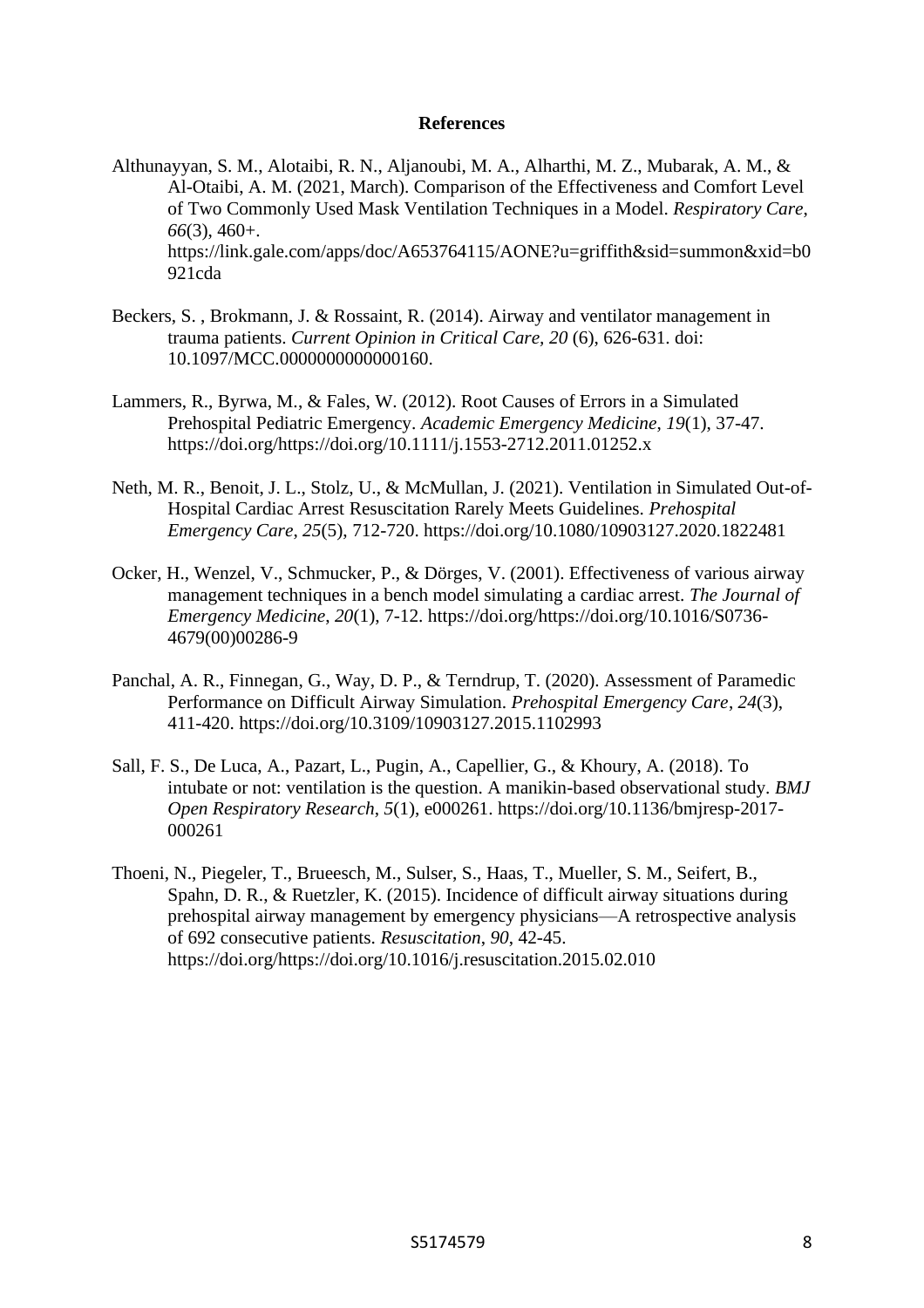**References**

Althunayyan, S. M., Alotaibi, R. N., Aljanoubi, M. A., Alharthi, M. Z., Mubarak, A. M., & Al-Otaibi, A. M. (2021, March). Comparison of the Effectiveness and Comfort Level of Two Commonly Used Mask Ventilation Techniques in a Model. *Respiratory Care*, *66*(3), 460+. https://link.gale.com/apps/doc/A653764115/AONE?u=griffith&sid=summon&xid=b0921cda

Beckers, S. , Brokmann, J. & Rossaint, R. (2014). Airway and ventilator management in trauma patients. *Current Opinion in Critical Care, 20* (6), 626-631. doi: 10.1097/MCC.0000000000000160.

Lammers, R., Byrwa, M., & Fales, W. (2012). Root Causes of Errors in a Simulated Prehospital Pediatric Emergency. *Academic Emergency Medicine*, *19*(1), 37-47. https://doi.org/https://doi.org/10.1111/j.1553-2712.2011.01252.x

Neth, M. R., Benoit, J. L., Stolz, U., & McMullan, J. (2021). Ventilation in Simulated Out-of-Hospital Cardiac Arrest Resuscitation Rarely Meets Guidelines. *Prehospital Emergency Care*, *25*(5), 712-720. https://doi.org/10.1080/10903127.2020.1822481

Ocker, H., Wenzel, V., Schmucker, P., & Dörges, V. (2001). Effectiveness of various airway management techniques in a bench model simulating a cardiac arrest. *The Journal of Emergency Medicine*, *20*(1), 7-12. https://doi.org/https://doi.org/10.1016/S0736-4679(00)00286-9

Panchal, A. R., Finnegan, G., Way, D. P., & Terndrup, T. (2020). Assessment of Paramedic Performance on Difficult Airway Simulation. *Prehospital Emergency Care*, *24*(3), 411-420. https://doi.org/10.3109/10903127.2015.1102993

Sall, F. S., De Luca, A., Pazart, L., Pugin, A., Capellier, G., & Khoury, A. (2018). To intubate or not: ventilation is the question. A manikin-based observational study. *BMJ Open Respiratory Research*, *5*(1), e000261. https://doi.org/10.1136/bmjresp-2017-000261

Thoeni, N., Piegeler, T., Brueesch, M., Sulser, S., Haas, T., Mueller, S. M., Seifert, B., Spahn, D. R., & Ruetzler, K. (2015). Incidence of difficult airway situations during prehospital airway management by emergency physicians—A retrospective analysis of 692 consecutive patients. *Resuscitation*, *90*, 42-45. https://doi.org/https://doi.org/10.1016/j.resuscitation.2015.02.010

S5174579